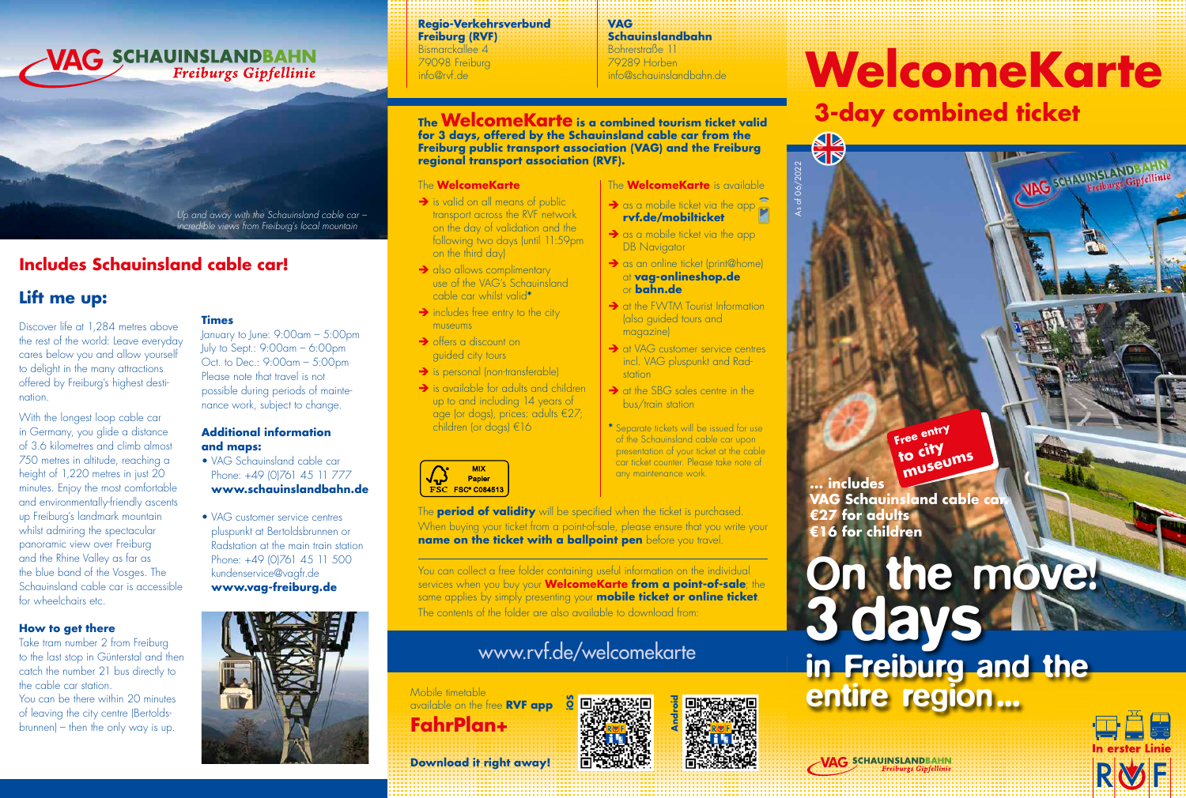VAG SCHAUINSLANDBAHN
*Freiburgs Gipfellinie*

*Up and away with the Schauinsland cable car – incredible views from Freiburg's local mountain*

## Includes Schauinsland cable car!

## Lift me up:

Discover life at 1,284 metres above the rest of the world: Leave everyday cares below you and allow yourself to delight in the many attractions offered by Freiburg's highest destination.

With the longest loop cable car in Germany, you glide a distance of 3.6 kilometres and climb almost 750 metres in altitude, reaching a height of 1,220 metres in just 20 minutes. Enjoy the most comfortable and environmentally-friendly ascents up Freiburg's landmark mountain whilst admiring the spectacular panoramic view over Freiburg and the Rhine Valley as far as the blue band of the Vosges. The Schauinsland cable car is accessible for wheelchairs etc.

### How to get there

Take tram number 2 from Freiburg to the last stop in Günterstal and then catch the number 21 bus directly to the cable car station.
You can be there within 20 minutes of leaving the city centre (Bertoldsbrunnen) – then the only way is up.

### Times

January to June: 9:00am – 5:00pm
July to Sept.: 9:00am – 6:00pm
Oct. to Dec.: 9:00am – 5:00pm
Please note that travel is not possible during periods of maintenance work, subject to change.

### Additional information and maps:

- VAG Schauinsland cable car
  Phone: +49 (0)761 45 11 777
  **www.schauinslandbahn.de**
- VAG customer service centres pluspunkt at Bertoldsbrunnen or Radstation at the main train station
  Phone: +49 (0)761 45 11 500
  kundenservice@vagfr.de
  **www.vag-freiburg.de**

**Regio-Verkehrsverbund Freiburg (RVF)**
Bismarckallee 4
79098 Freiburg
info@rvf.de

**VAG Schauinslandbahn**
Bohrerstraße 11
79289 Horben
info@schauinslandbahn.de

**The WelcomeKarte is a combined tourism ticket valid for 3 days, offered by the Schauinsland cable car from the Freiburg public transport association (VAG) and the Freiburg regional transport association (RVF).**

The **WelcomeKarte**

- is valid on all means of public transport across the RVF network on the day of validation and the following two days (until 11:59pm on the third day)
- also allows complimentary use of the VAG's Schauinsland cable car whilst valid*
- includes free entry to the city museums
- offers a discount on guided city tours
- is personal (non-transferable)
- is available for adults and children up to and including 14 years of age (or dogs), prices: adults €27; children (or dogs) €16

MIX Papier FSC® C084513

The **WelcomeKarte** is available

- as a mobile ticket via the app **rvf.de/mobilticket**
- as a mobile ticket via the app DB Navigator
- as an online ticket (print@home) at **vag-onlineshop.de** or **bahn.de**
- at the FWTM Tourist Information (also guided tours and magazine)
- at VAG customer service centres incl. VAG pluspunkt and Radstation
- at the SBG sales centre in the bus/train station

\* Separate tickets will be issued for use of the Schauinsland cable car upon presentation of your ticket at the cable car ticket counter. Please take note of any maintenance work.

The **period of validity** will be specified when the ticket is purchased. When buying your ticket from a point-of-sale, please ensure that you write your **name on the ticket with a ballpoint pen** before you travel.

You can collect a free folder containing useful information on the individual services when you buy your **WelcomeKarte from a point-of-sale**; the same applies by simply presenting your **mobile ticket or online ticket**. The contents of the folder are also available to download from:

www.rvf.de/welcomekarte

Mobile timetable available on the free **RVF app**
**FahrPlan+**
**Download it right away!**

iOS | Android

# WelcomeKarte

## 3-day combined ticket

As of 06/2022

**Free entry to city museums**

**... includes VAG Schauinsland cable car**
**€27 for adults**
**€16 for children**

# On the move! 3 days in Freiburg and the entire region...

VAG SCHAUINSLANDBAHN *Freiburgs Gipfellinie*

In erster Linie RVF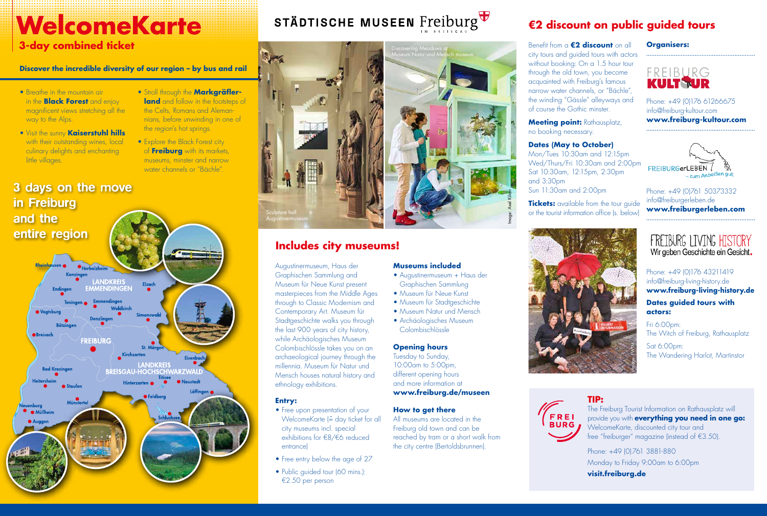# WelcomeKarte

## 3-day combined ticket

**Discover the incredible diversity of our region – by bus and rail**

- Breathe in the mountain air in the **Black Forest** and enjoy magnificent views stretching all the way to the Alps.
- Visit the sunny **Kaiserstuhl hills** with their outstanding wines, local culinary delights and enchanting little villages.
- Stroll through the **Markgräflerland** and follow in the footsteps of the Celts, Romans and Alemannians, before unwinding in one of the region's hot springs.
- Explore the Black Forest city of **Freiburg** with its markets, museums, minster and narrow water channels or "Bächle".

**3 days on the move in Freiburg and the entire region**

Rheinhausen, Herbolzheim, Kenzingen, Endingen, LANDKREIS EMMENDINGEN, Elzach, Teningen, Emmendingen, Waldkirch, Vogtsburg, Denzlingen, Simonswald, Bötzingen, Breisach, FREIBURG, St. Märgen, Kirchzarten, Eisenbach, Bad Krozingen, LANDKREIS BREISGAU-HOCHSCHWARZWALD, Titisee, Heitersheim, Staufen, Hinterzarten, Neustadt, Löffingen, Münstertal, Feldberg, Neuenburg, Müllheim, Schluchsee, Auggen

# STÄDTISCHE MUSEEN Freiburg IM BREISGAU

Sculpture hall Augustinermuseum

Discovering Meadows at Museum Natur und Mensch museum

## Includes city museums!

Augustinermuseum, Haus der Graphischen Sammlung and Museum für Neue Kunst present masterpieces from the Middle Ages through to Classic Modernism and Contemporary Art. Museum für Stadtgeschichte walks you through the last 900 years of city history, while Archäologisches Museum Colombischlössle takes you on an archaeological journey through the millennia. Museum für Natur und Mensch houses natural history and ethnology exhibitions.

**Entry:**

- Free upon presentation of your WelcomeKarte (≙ day ticket for all city museums incl. special exhibitions for €8/€6 reduced entrance)
- Free entry below the age of 27
- Public guided tour (60 mins.): €2.50 per person

**Museums included**

- Augustinermuseum + Haus der Graphischen Sammlung
- Museum für Neue Kunst
- Museum für Stadtgeschichte
- Museum Natur und Mensch
- Archäologisches Museum Colombischlössle

**Opening hours**

Tuesday to Sunday, 10:00am to 5:00pm, different opening hours and more information at **www.freiburg.de/museen**

**How to get there**

All museums are located in the Freiburg old town and can be reached by tram or a short walk from the city centre (Bertoldsbrunnen).

## €2 discount on public guided tours

Benefit from a **€2 discount** on all city tours and guided tours with actors without booking: On a 1.5 hour tour through the old town, you become acquainted with Freiburg's famous narrow water channels, or "Bächle", the winding "Gässle" alleyways and of course the Gothic minster.

**Meeting point:** Rathausplatz, no booking necessary.

**Dates (May to October)**

Mon/Tues 10:30am and 12:15pm
Wed/Thurs/Fri 10:30am and 2:00pm
Sat 10:30am, 12:15pm, 2:30pm and 3:30pm
Sun 11:30am and 2:00pm

**Tickets:** available from the tour guide or the tourist information office (s. below)

**Organisers:**

FREIBURG KULTOUR

Phone: +49 (0)176 61266675
info@freiburg-kultour.com
**www.freiburg-kultour.com**

FREIBURGerLEBEN – zum Anbeißen gut

Phone: +49 (0)761 50373332
info@freiburgerleben.de
**www.freiburgerleben.com**

FREIBURG LIVING HISTORY
Wir geben Geschichte ein Gesicht.

Phone: +49 (0)176 43211419
info@freiburg-living-history.de
**www.freiburg-living-history.de**

**Dates guided tours with actors:**

Fri 6:00pm:
The Witch of Freiburg, Rathausplatz

Sat 6:00pm:
The Wandering Harlot, Martinstor

**TIP:**

The Freiburg Tourist Information on Rathausplatz will provide you with **everything you need in one go:** WelcomeKarte, discounted city tour and free "freiburger" magazine (instead of €3.50).

Phone: +49 (0)761 3881-880
Monday to Friday 9:00am to 6:00pm
**visit.freiburg.de**